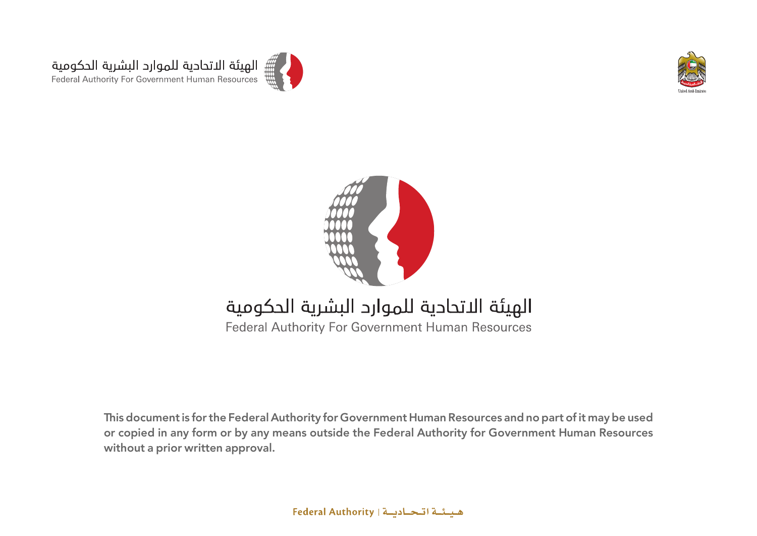الهيئة الاتحادية للموارد البشرية الحكومية
Federal Authority For Government Human Resources

# الهيئة الاتحادية للموارد البشرية الحكومية

## Federal Authority For Government Human Resources

**This document is for the Federal Authority for Government Human Resources and no part of it may be used or copied in any form or by any means outside the Federal Authority for Government Human Resources without a prior written approval.**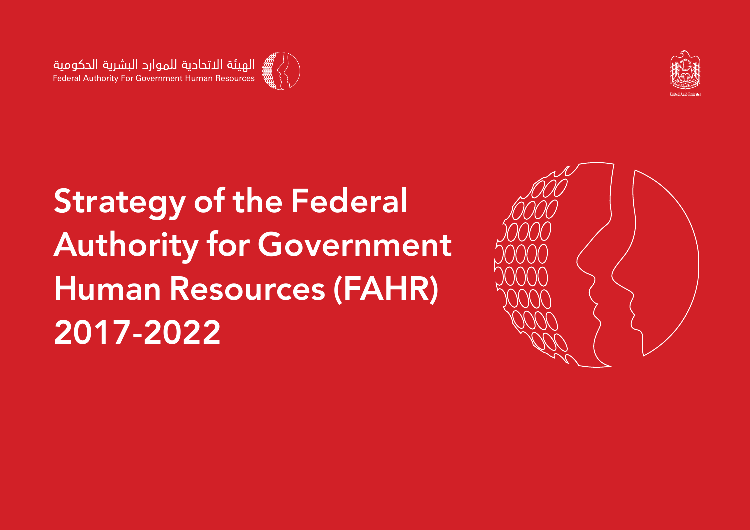الهيئة الاتحادية للموارد البشرية الحكومية
Federal Authority For Government Human Resources

United Arab Emirates

# Strategy of the Federal Authority for Government Human Resources (FAHR) 2017-2022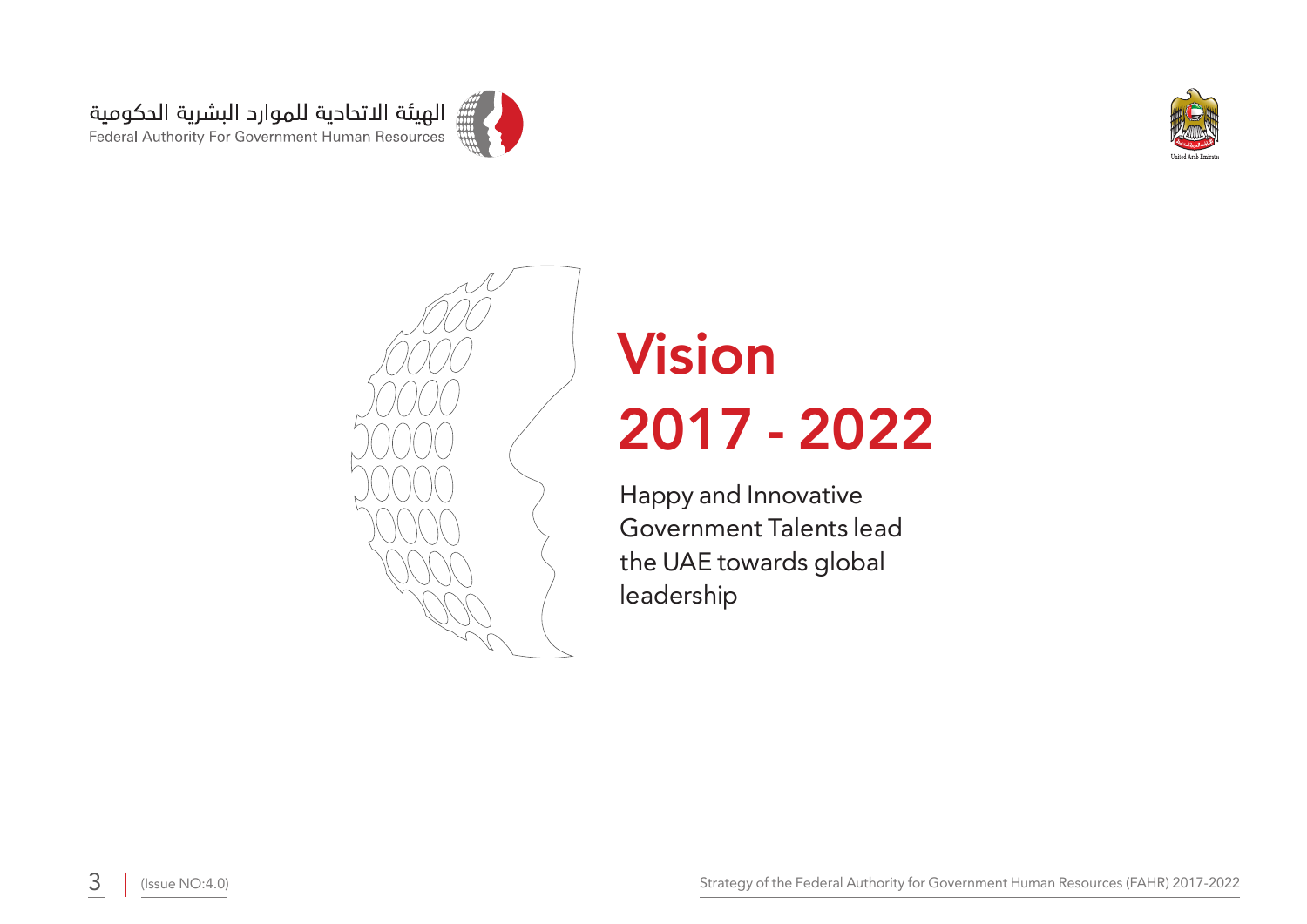# Vision

# 2017 - 2022

Happy and Innovative Government Talents lead the UAE towards global leadership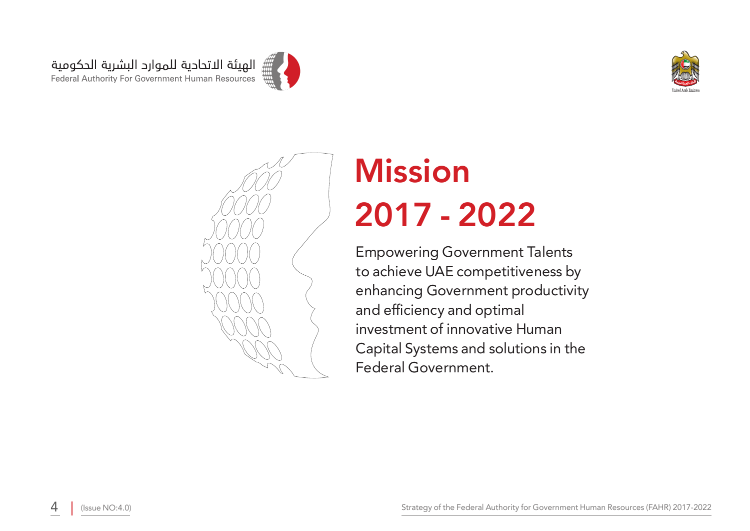# Mission 2017 - 2022

Empowering Government Talents to achieve UAE competitiveness by enhancing Government productivity and efficiency and optimal investment of innovative Human Capital Systems and solutions in the Federal Government.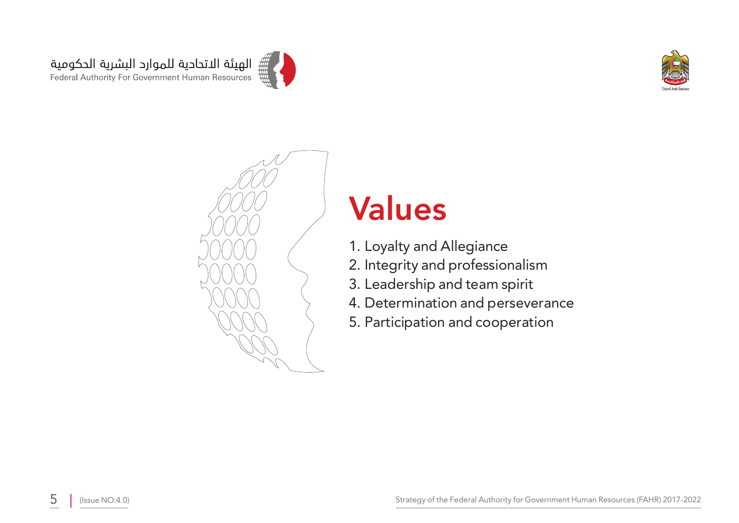# Values

1. Loyalty and Allegiance
2. Integrity and professionalism
3. Leadership and team spirit
4. Determination and perseverance
5. Participation and cooperation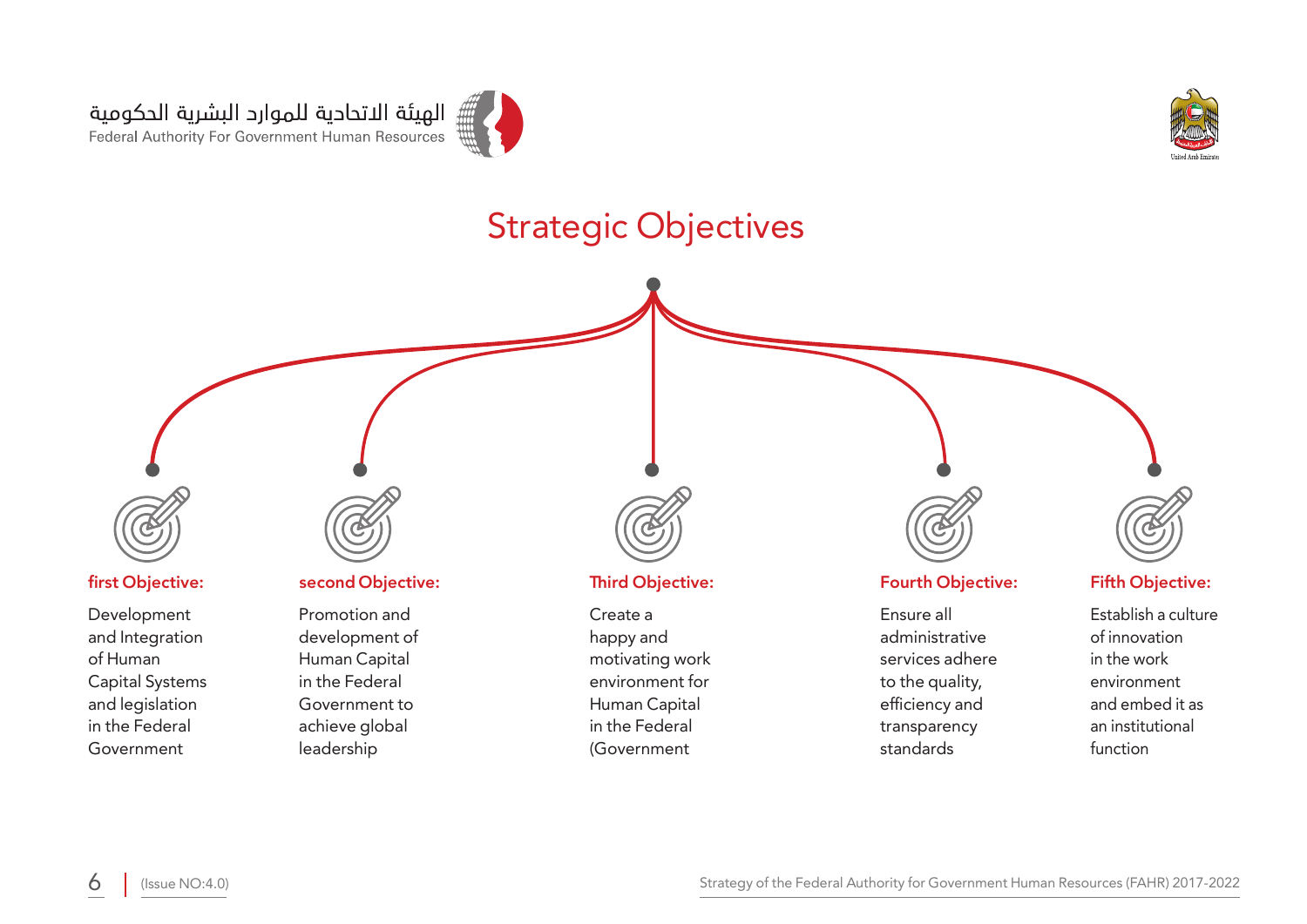# Strategic Objectives

**first Objective:**

Development and Integration of Human Capital Systems and legislation in the Federal Government

**second Objective:**

Promotion and development of Human Capital in the Federal Government to achieve global leadership

**Third Objective:**

Create a happy and motivating work environment for Human Capital in the Federal (Government

**Fourth Objective:**

Ensure all administrative services adhere to the quality, efficiency and transparency standards

**Fifth Objective:**

Establish a culture of innovation in the work environment and embed it as an institutional function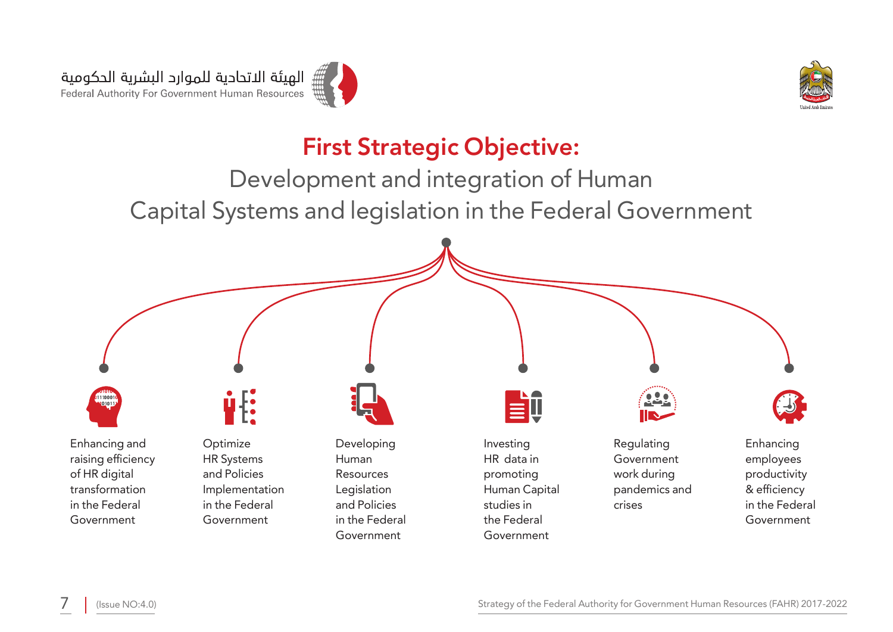# First Strategic Objective:

## Development and integration of Human Capital Systems and legislation in the Federal Government

- Enhancing and raising efficiency of HR digital transformation in the Federal Government
- Optimize HR Systems and Policies Implementation in the Federal Government
- Developing Human Resources Legislation and Policies in the Federal Government
- Investing HR data in promoting Human Capital studies in the Federal Government
- Regulating Government work during pandemics and crises
- Enhancing employees productivity & efficiency in the Federal Government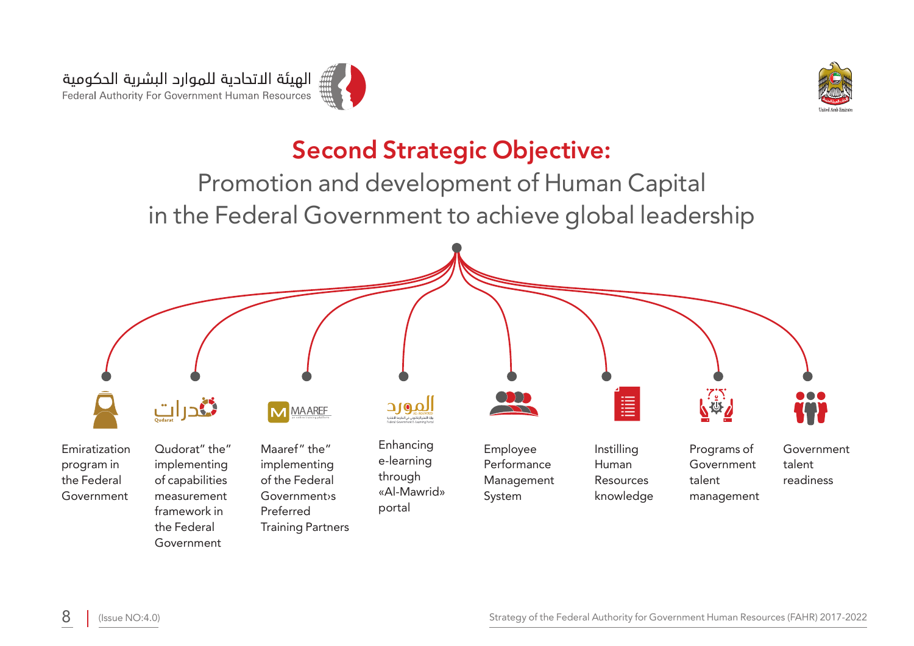# Second Strategic Objective:

## Promotion and development of Human Capital in the Federal Government to achieve global leadership

- Emiratization program in the Federal Government
- Qudorat" the" implementing of capabilities measurement framework in the Federal Government
- Maaref" the" implementing of the Federal Government›s Preferred Training Partners
- Enhancing e-learning through «Al-Mawrid» portal
- Employee Performance Management System
- Instilling Human Resources knowledge
- Programs of Government talent management
- Government talent readiness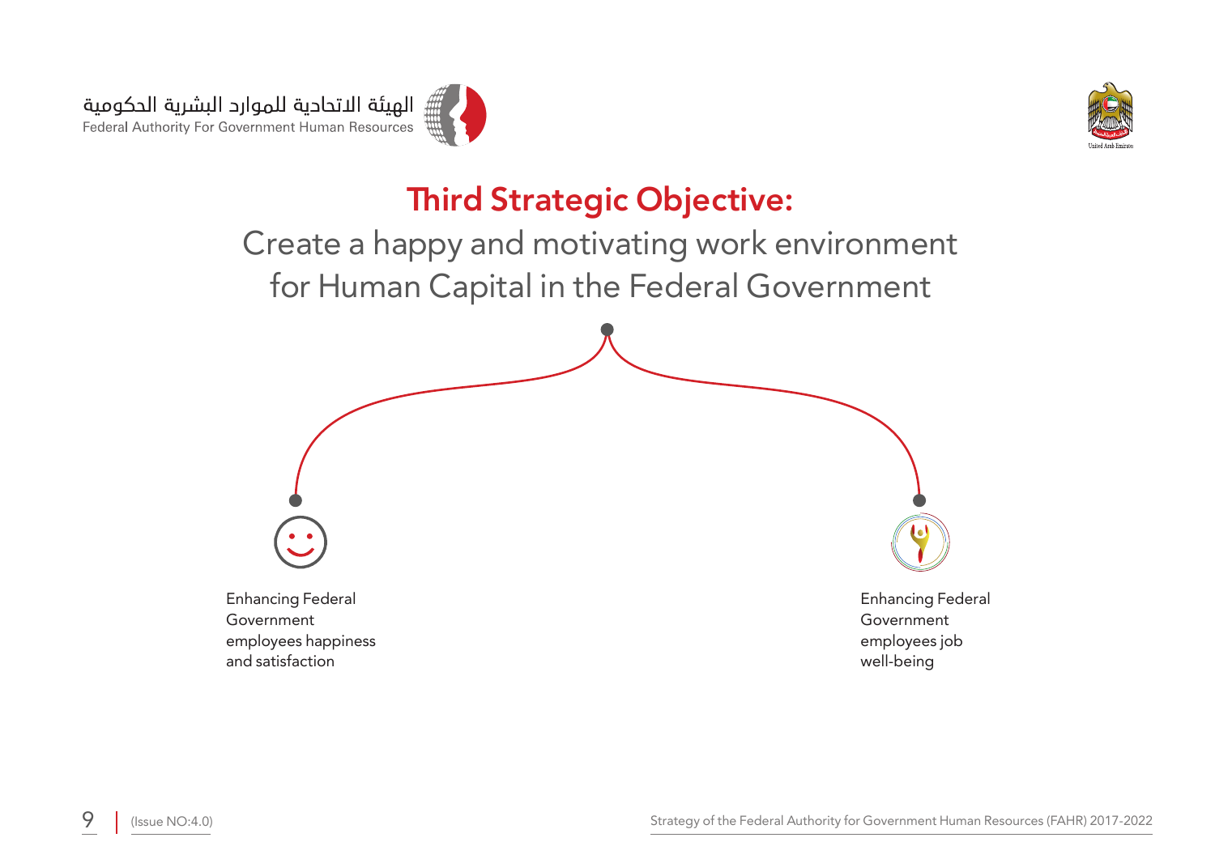## Third Strategic Objective:

Create a happy and motivating work environment for Human Capital in the Federal Government

- Enhancing Federal Government employees happiness and satisfaction
- Enhancing Federal Government employees job well-being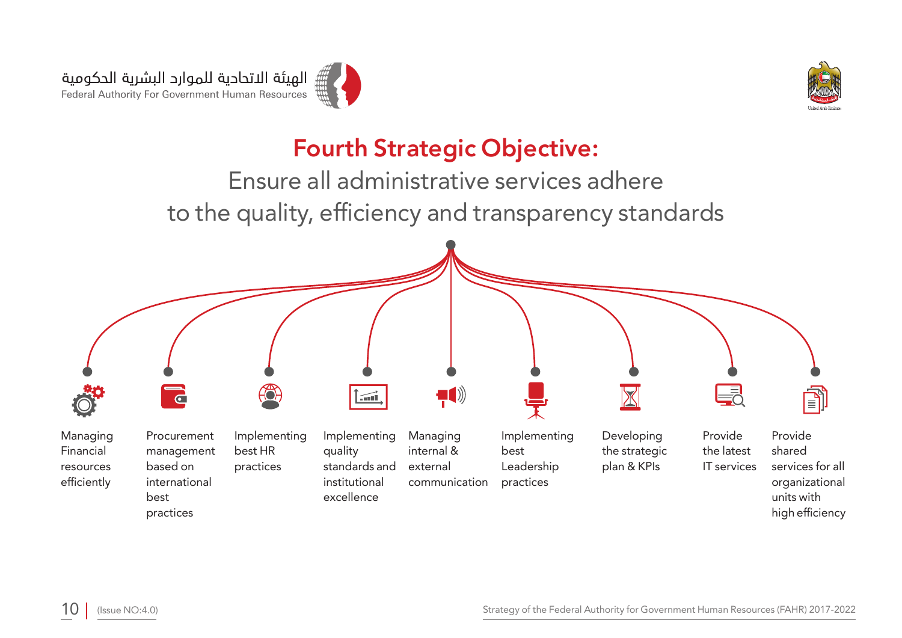# Fourth Strategic Objective:

## Ensure all administrative services adhere to the quality, efficiency and transparency standards

- Managing Financial resources efficiently
- Procurement management based on international best practices
- Implementing best HR practices
- Implementing quality standards and institutional excellence
- Managing internal & external communication
- Implementing best Leadership practices
- Developing the strategic plan & KPIs
- Provide the latest IT services
- Provide shared services for all organizational units with high efficiency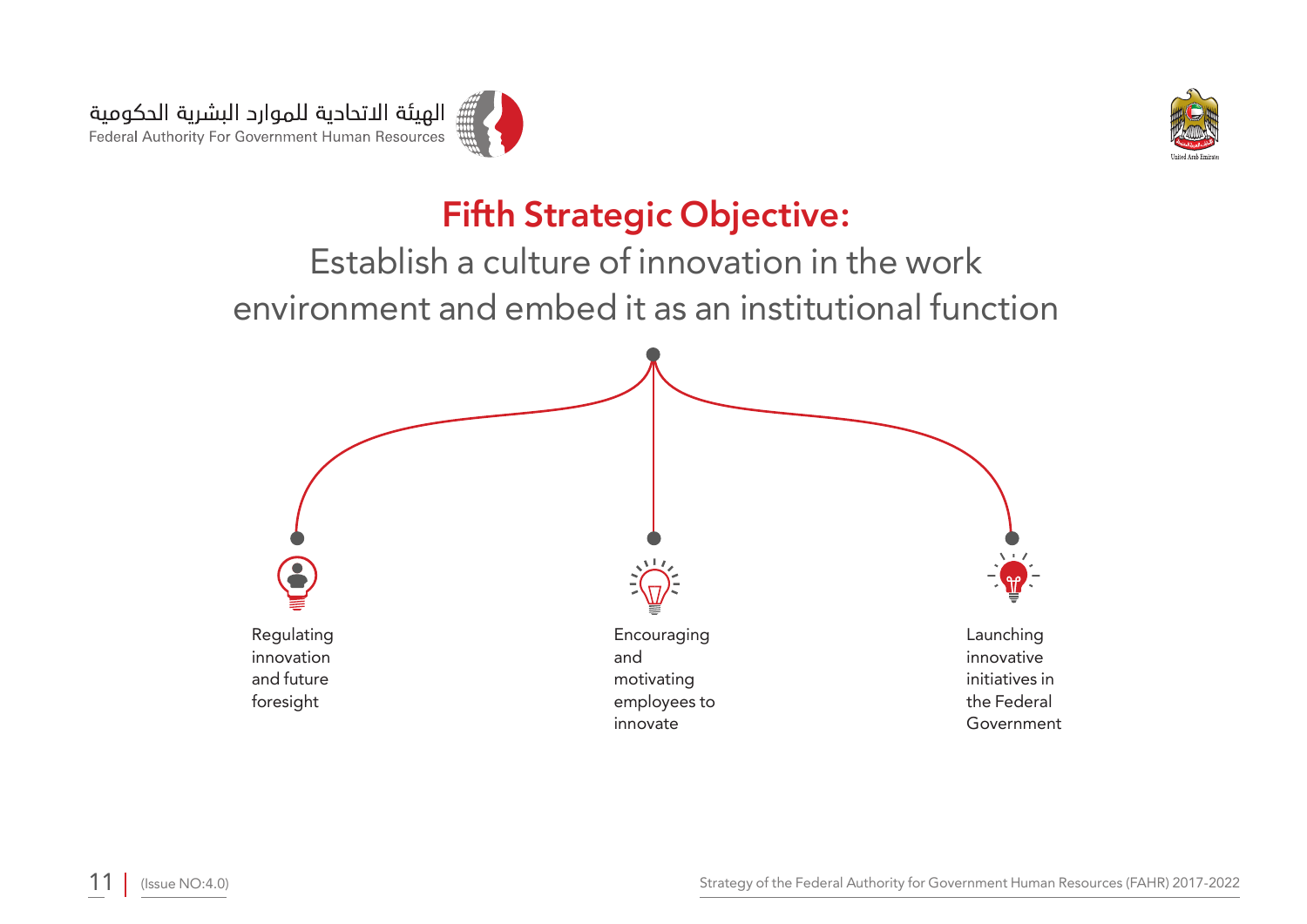# Fifth Strategic Objective:

## Establish a culture of innovation in the work environment and embed it as an institutional function

- Regulating innovation and future foresight
- Encouraging and motivating employees to innovate
- Launching innovative initiatives in the Federal Government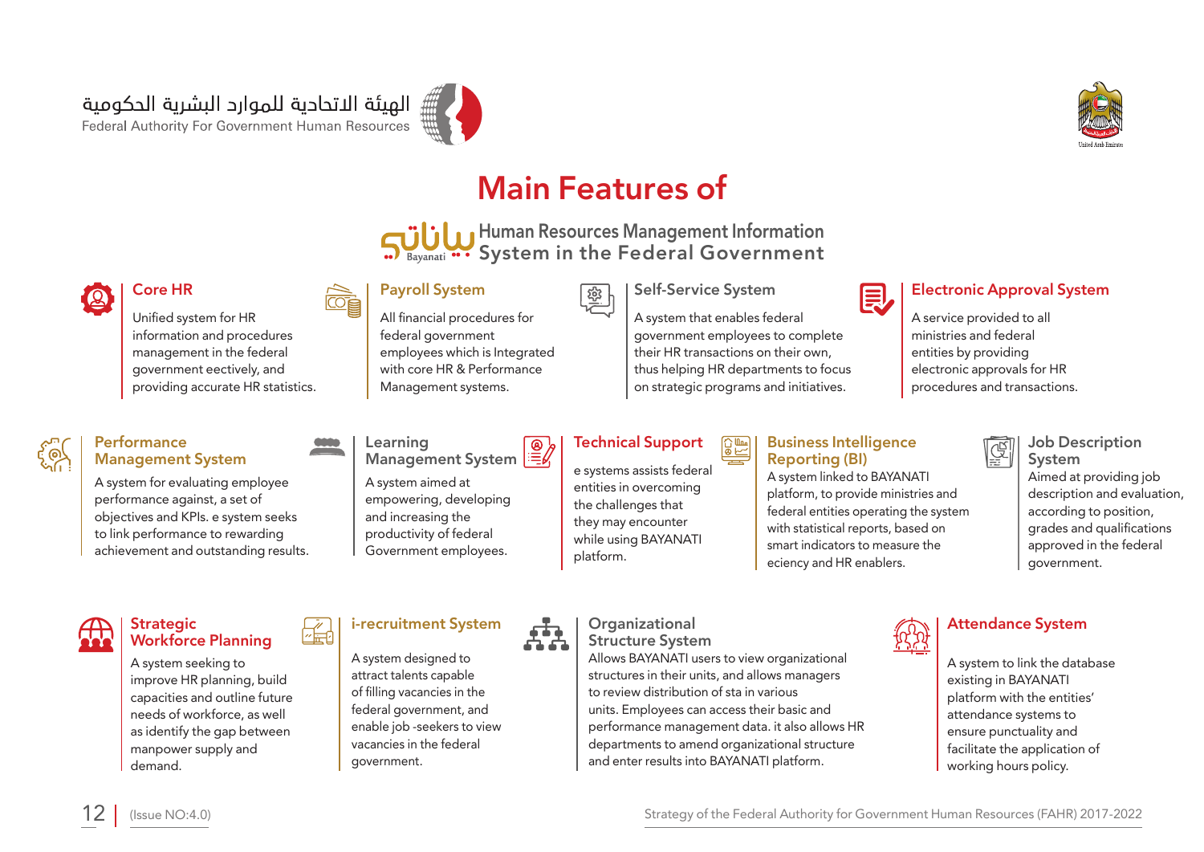الهيئة الاتحادية للموارد البشرية الحكومية
Federal Authority For Government Human Resources

# Main Features of

## بياناتي Bayanati Human Resources Management Information System in the Federal Government

### Core HR

Unified system for HR information and procedures management in the federal government eectively, and providing accurate HR statistics.

### Payroll System

All financial procedures for federal government employees which is Integrated with core HR & Performance Management systems.

### Self-Service System

A system that enables federal government employees to complete their HR transactions on their own, thus helping HR departments to focus on strategic programs and initiatives.

### Electronic Approval System

A service provided to all ministries and federal entities by providing electronic approvals for HR procedures and transactions.

### Performance Management System

A system for evaluating employee performance against, a set of objectives and KPIs. e system seeks to link performance to rewarding achievement and outstanding results.

### Learning Management System

A system aimed at empowering, developing and increasing the productivity of federal Government employees.

### Technical Support

e systems assists federal entities in overcoming the challenges that they may encounter while using BAYANATI platform.

### Business Intelligence Reporting (BI)

A system linked to BAYANATI platform, to provide ministries and federal entities operating the system with statistical reports, based on smart indicators to measure the eciency and HR enablers.

### Job Description System

Aimed at providing job description and evaluation, according to position, grades and qualifications approved in the federal government.

### Strategic Workforce Planning

A system seeking to improve HR planning, build capacities and outline future needs of workforce, as well as identify the gap between manpower supply and demand.

### i-recruitment System

A system designed to attract talents capable of filling vacancies in the federal government, and enable job -seekers to view vacancies in the federal government.

### Organizational Structure System

Allows BAYANATI users to view organizational structures in their units, and allows managers to review distribution of sta in various units. Employees can access their basic and performance management data. it also allows HR departments to amend organizational structure and enter results into BAYANATI platform.

### Attendance System

A system to link the database existing in BAYANATI platform with the entities' attendance systems to ensure punctuality and facilitate the application of working hours policy.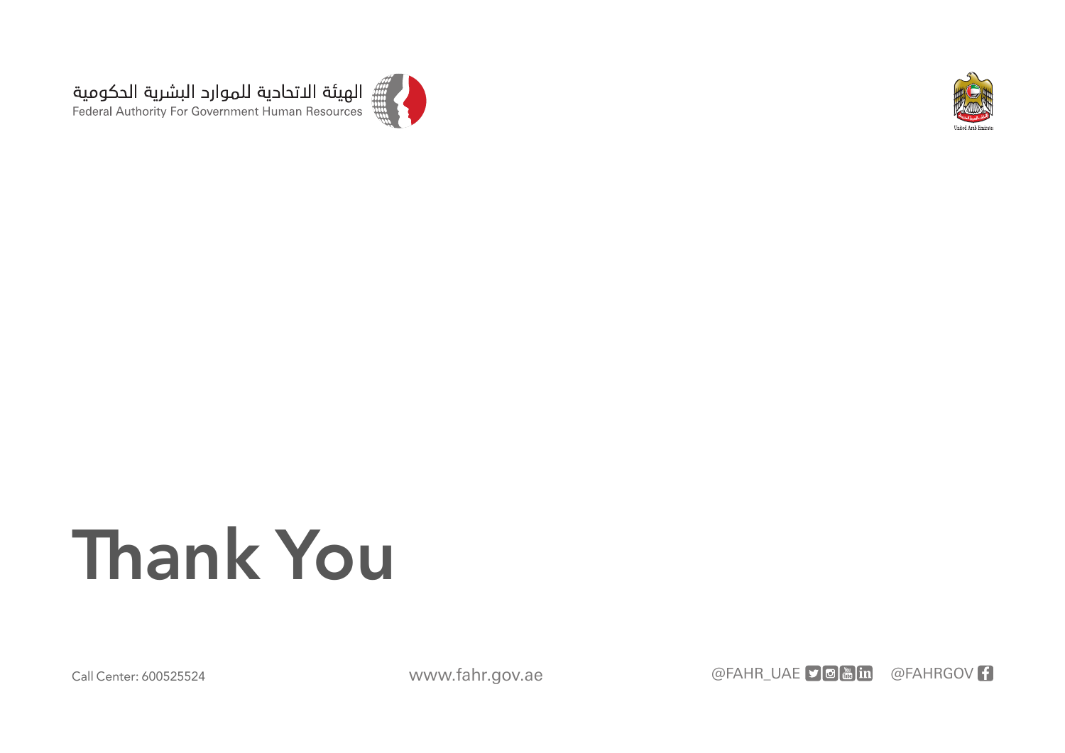الهيئة الاتحادية للموارد البشرية الحكومية
Federal Authority For Government Human Resources

United Arab Emirates

# Thank You

Call Center: 600525524

www.fahr.gov.ae

@FAHR_UAE

@FAHRGOV